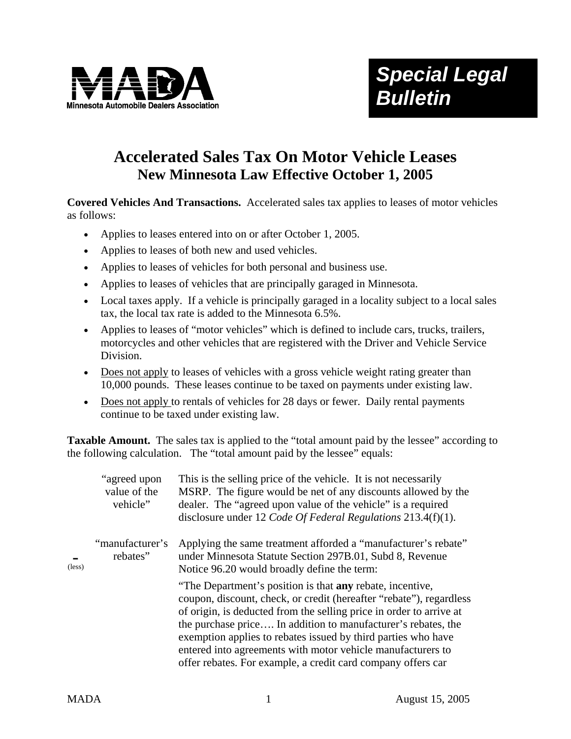MADA
Minnesota Automobile Dealers Association

**Special Legal Bulletin**

# Accelerated Sales Tax On Motor Vehicle Leases
## New Minnesota Law Effective October 1, 2005

**Covered Vehicles And Transactions.** Accelerated sales tax applies to leases of motor vehicles as follows:

- Applies to leases entered into on or after October 1, 2005.
- Applies to leases of both new and used vehicles.
- Applies to leases of vehicles for both personal and business use.
- Applies to leases of vehicles that are principally garaged in Minnesota.
- Local taxes apply. If a vehicle is principally garaged in a locality subject to a local sales tax, the local tax rate is added to the Minnesota 6.5%.
- Applies to leases of "motor vehicles" which is defined to include cars, trucks, trailers, motorcycles and other vehicles that are registered with the Driver and Vehicle Service Division.
- Does not apply to leases of vehicles with a gross vehicle weight rating greater than 10,000 pounds. These leases continue to be taxed on payments under existing law.
- Does not apply to rentals of vehicles for 28 days or fewer. Daily rental payments continue to be taxed under existing law.

**Taxable Amount.** The sales tax is applied to the "total amount paid by the lessee" according to the following calculation. The "total amount paid by the lessee" equals:

| | | |
|---|---|---|
| | "agreed upon value of the vehicle" | This is the selling price of the vehicle. It is not necessarily MSRP. The figure would be net of any discounts allowed by the dealer. The "agreed upon value of the vehicle" is a required disclosure under 12 *Code Of Federal Regulations* 213.4(f)(1). |
| - (less) | "manufacturer's rebates" | Applying the same treatment afforded a "manufacturer's rebate" under Minnesota Statute Section 297B.01, Subd 8, Revenue Notice 96.20 would broadly define the term: "The Department's position is that **any** rebate, incentive, coupon, discount, check, or credit (hereafter "rebate"), regardless of origin, is deducted from the selling price in order to arrive at the purchase price…. In addition to manufacturer's rebates, the exemption applies to rebates issued by third parties who have entered into agreements with motor vehicle manufacturers to offer rebates. For example, a credit card company offers car |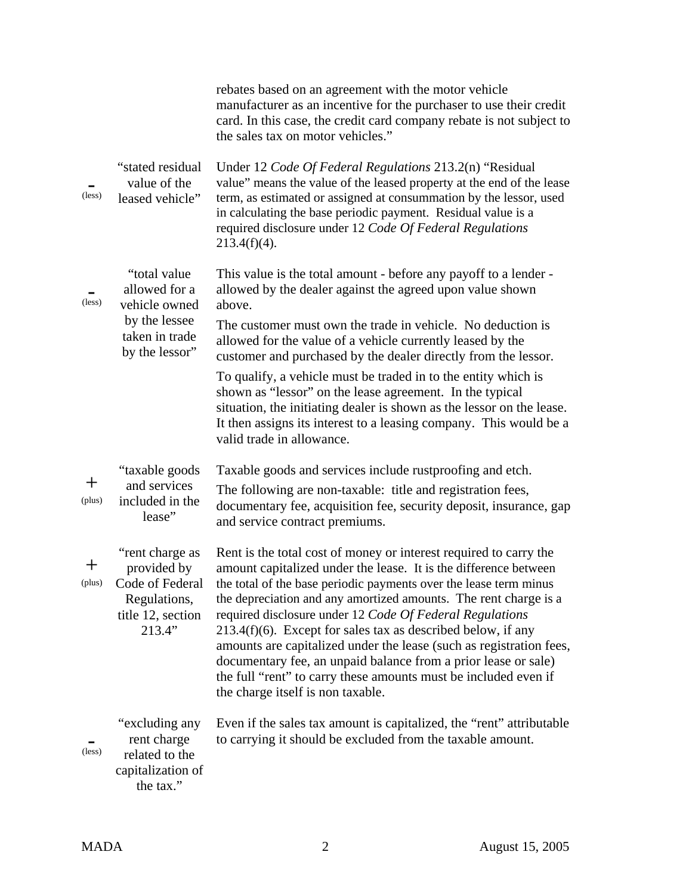rebates based on an agreement with the motor vehicle manufacturer as an incentive for the purchaser to use their credit card. In this case, the credit card company rebate is not subject to the sales tax on motor vehicles."

| | | |
|---|---|---|
| **-** (less) | "stated residual value of the leased vehicle" | Under 12 *Code Of Federal Regulations* 213.2(n) "Residual value" means the value of the leased property at the end of the lease term, as estimated or assigned at consummation by the lessor, used in calculating the base periodic payment. Residual value is a required disclosure under 12 *Code Of Federal Regulations* 213.4(f)(4). |
| **-** (less) | "total value allowed for a vehicle owned by the lessee taken in trade by the lessor" | This value is the total amount - before any payoff to a lender - allowed by the dealer against the agreed upon value shown above.<br><br>The customer must own the trade in vehicle. No deduction is allowed for the value of a vehicle currently leased by the customer and purchased by the dealer directly from the lessor.<br><br>To qualify, a vehicle must be traded in to the entity which is shown as "lessor" on the lease agreement. In the typical situation, the initiating dealer is shown as the lessor on the lease. It then assigns its interest to a leasing company. This would be a valid trade in allowance. |
| **+** (plus) | "taxable goods and services included in the lease" | Taxable goods and services include rustproofing and etch.<br><br>The following are non-taxable: title and registration fees, documentary fee, acquisition fee, security deposit, insurance, gap and service contract premiums. |
| **+** (plus) | "rent charge as provided by Code of Federal Regulations, title 12, section 213.4" | Rent is the total cost of money or interest required to carry the amount capitalized under the lease. It is the difference between the total of the base periodic payments over the lease term minus the depreciation and any amortized amounts. The rent charge is a required disclosure under 12 *Code Of Federal Regulations* 213.4(f)(6). Except for sales tax as described below, if any amounts are capitalized under the lease (such as registration fees, documentary fee, an unpaid balance from a prior lease or sale) the full "rent" to carry these amounts must be included even if the charge itself is non taxable. |
| **-** (less) | "excluding any rent charge related to the capitalization of the tax." | Even if the sales tax amount is capitalized, the "rent" attributable to carrying it should be excluded from the taxable amount. |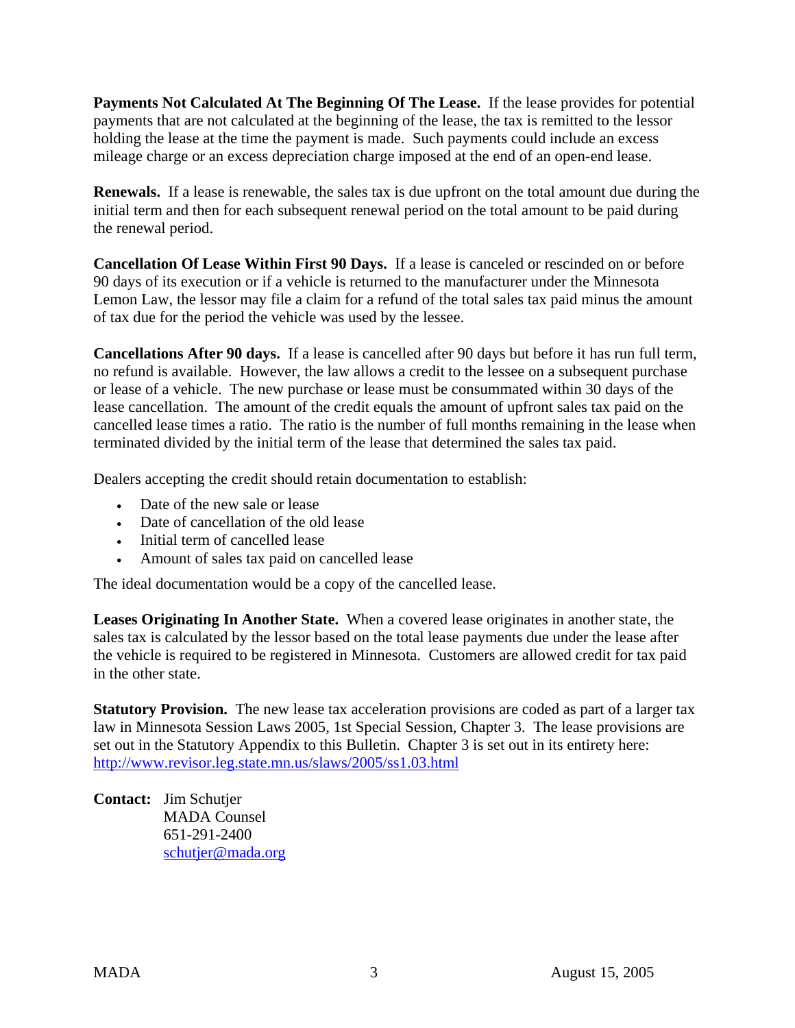**Payments Not Calculated At The Beginning Of The Lease.** If the lease provides for potential payments that are not calculated at the beginning of the lease, the tax is remitted to the lessor holding the lease at the time the payment is made. Such payments could include an excess mileage charge or an excess depreciation charge imposed at the end of an open-end lease.

**Renewals.** If a lease is renewable, the sales tax is due upfront on the total amount due during the initial term and then for each subsequent renewal period on the total amount to be paid during the renewal period.

**Cancellation Of Lease Within First 90 Days.** If a lease is canceled or rescinded on or before 90 days of its execution or if a vehicle is returned to the manufacturer under the Minnesota Lemon Law, the lessor may file a claim for a refund of the total sales tax paid minus the amount of tax due for the period the vehicle was used by the lessee.

**Cancellations After 90 days.** If a lease is cancelled after 90 days but before it has run full term, no refund is available. However, the law allows a credit to the lessee on a subsequent purchase or lease of a vehicle. The new purchase or lease must be consummated within 30 days of the lease cancellation. The amount of the credit equals the amount of upfront sales tax paid on the cancelled lease times a ratio. The ratio is the number of full months remaining in the lease when terminated divided by the initial term of the lease that determined the sales tax paid.

Dealers accepting the credit should retain documentation to establish:

- Date of the new sale or lease
- Date of cancellation of the old lease
- Initial term of cancelled lease
- Amount of sales tax paid on cancelled lease

The ideal documentation would be a copy of the cancelled lease.

**Leases Originating In Another State.** When a covered lease originates in another state, the sales tax is calculated by the lessor based on the total lease payments due under the lease after the vehicle is required to be registered in Minnesota. Customers are allowed credit for tax paid in the other state.

**Statutory Provision.** The new lease tax acceleration provisions are coded as part of a larger tax law in Minnesota Session Laws 2005, 1st Special Session, Chapter 3. The lease provisions are set out in the Statutory Appendix to this Bulletin. Chapter 3 is set out in its entirety here: http://www.revisor.leg.state.mn.us/slaws/2005/ss1.03.html

**Contact:** Jim Schutjer
MADA Counsel
651-291-2400
schutjer@mada.org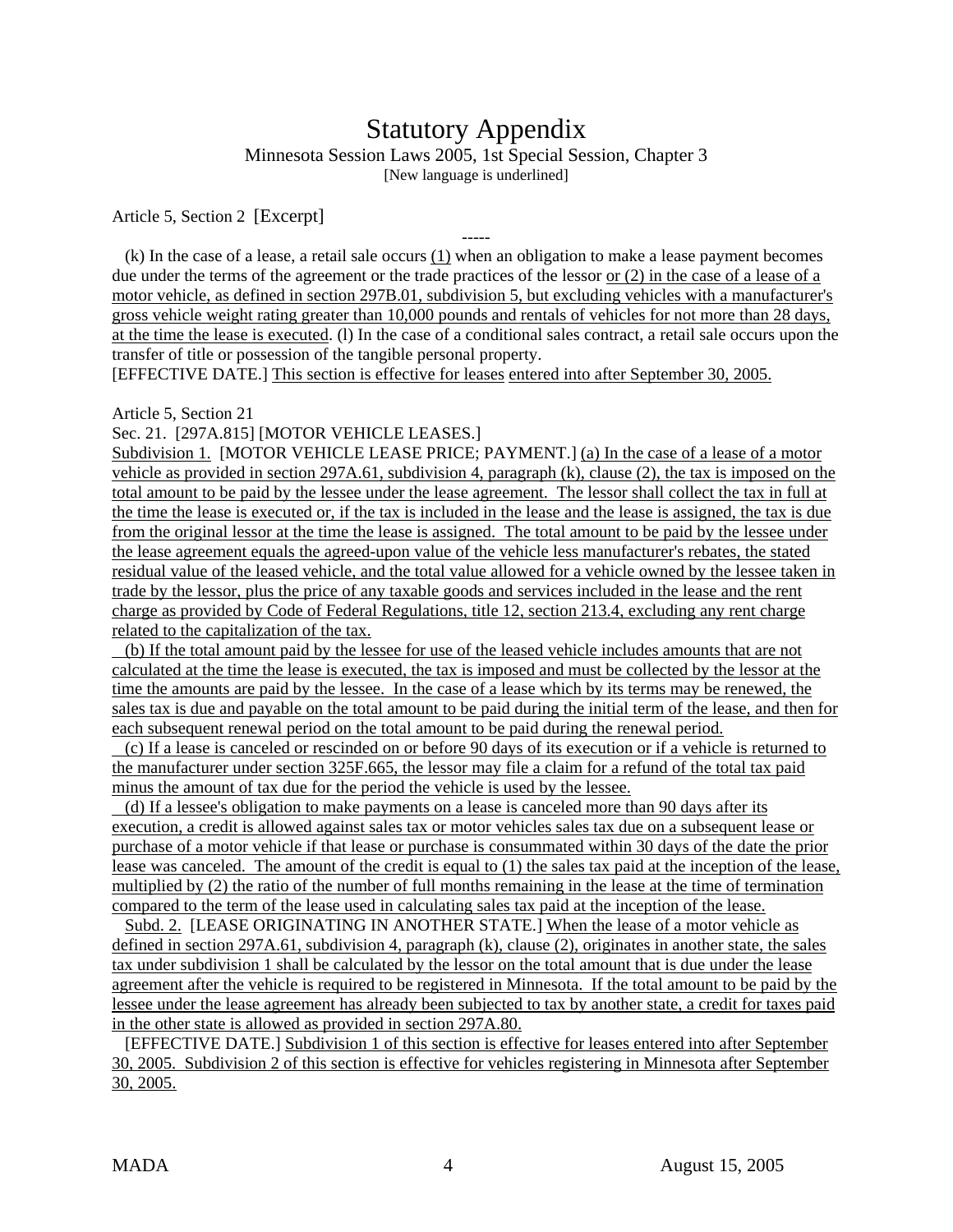# Statutory Appendix

Minnesota Session Laws 2005, 1st Special Session, Chapter 3

[New language is underlined]

Article 5, Section 2 [Excerpt]

-----

(k) In the case of a lease, a retail sale occurs (1) when an obligation to make a lease payment becomes due under the terms of the agreement or the trade practices of the lessor or (2) in the case of a lease of a motor vehicle, as defined in section 297B.01, subdivision 5, but excluding vehicles with a manufacturer's gross vehicle weight rating greater than 10,000 pounds and rentals of vehicles for not more than 28 days, at the time the lease is executed. (l) In the case of a conditional sales contract, a retail sale occurs upon the transfer of title or possession of the tangible personal property.

[EFFECTIVE DATE.] This section is effective for leases entered into after September 30, 2005.

Article 5, Section 21

Sec. 21. [297A.815] [MOTOR VEHICLE LEASES.]

Subdivision 1. [MOTOR VEHICLE LEASE PRICE; PAYMENT.] (a) In the case of a lease of a motor vehicle as provided in section 297A.61, subdivision 4, paragraph (k), clause (2), the tax is imposed on the total amount to be paid by the lessee under the lease agreement. The lessor shall collect the tax in full at the time the lease is executed or, if the tax is included in the lease and the lease is assigned, the tax is due from the original lessor at the time the lease is assigned. The total amount to be paid by the lessee under the lease agreement equals the agreed-upon value of the vehicle less manufacturer's rebates, the stated residual value of the leased vehicle, and the total value allowed for a vehicle owned by the lessee taken in trade by the lessor, plus the price of any taxable goods and services included in the lease and the rent charge as provided by Code of Federal Regulations, title 12, section 213.4, excluding any rent charge related to the capitalization of the tax.

(b) If the total amount paid by the lessee for use of the leased vehicle includes amounts that are not calculated at the time the lease is executed, the tax is imposed and must be collected by the lessor at the time the amounts are paid by the lessee. In the case of a lease which by its terms may be renewed, the sales tax is due and payable on the total amount to be paid during the initial term of the lease, and then for each subsequent renewal period on the total amount to be paid during the renewal period.

(c) If a lease is canceled or rescinded on or before 90 days of its execution or if a vehicle is returned to the manufacturer under section 325F.665, the lessor may file a claim for a refund of the total tax paid minus the amount of tax due for the period the vehicle is used by the lessee.

(d) If a lessee's obligation to make payments on a lease is canceled more than 90 days after its execution, a credit is allowed against sales tax or motor vehicles sales tax due on a subsequent lease or purchase of a motor vehicle if that lease or purchase is consummated within 30 days of the date the prior lease was canceled. The amount of the credit is equal to (1) the sales tax paid at the inception of the lease, multiplied by (2) the ratio of the number of full months remaining in the lease at the time of termination compared to the term of the lease used in calculating sales tax paid at the inception of the lease.

Subd. 2. [LEASE ORIGINATING IN ANOTHER STATE.] When the lease of a motor vehicle as defined in section 297A.61, subdivision 4, paragraph (k), clause (2), originates in another state, the sales tax under subdivision 1 shall be calculated by the lessor on the total amount that is due under the lease agreement after the vehicle is required to be registered in Minnesota. If the total amount to be paid by the lessee under the lease agreement has already been subjected to tax by another state, a credit for taxes paid in the other state is allowed as provided in section 297A.80.

[EFFECTIVE DATE.] Subdivision 1 of this section is effective for leases entered into after September 30, 2005. Subdivision 2 of this section is effective for vehicles registering in Minnesota after September 30, 2005.